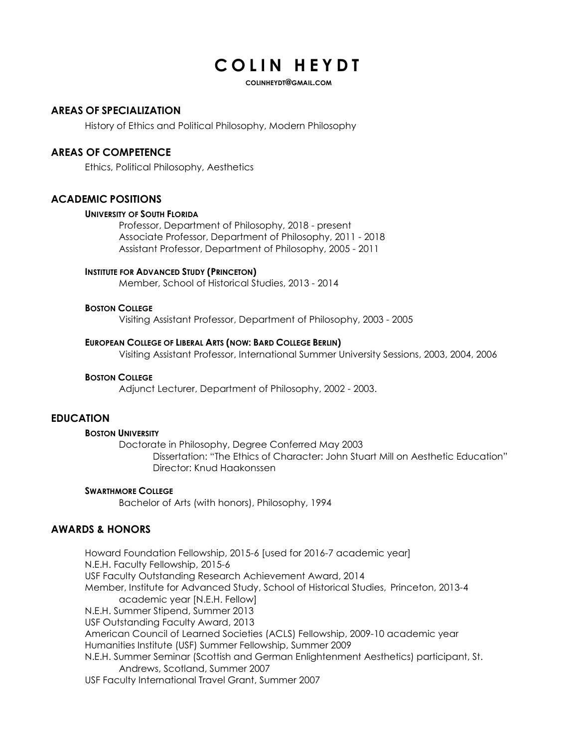# COLIN HEYDT

COLINHEYDT@GMAIL.COM

## AREAS OF SPECIALIZATION

History of Ethics and Political Philosophy, Modern Philosophy

## AREAS OF COMPETENCE

Ethics, Political Philosophy, Aesthetics

## ACADEMIC POSITIONS

**UNIVERSITY OF SOUTH FLORIDA**

Professor, Department of Philosophy, 2018 - present
Associate Professor, Department of Philosophy, 2011 - 2018
Assistant Professor, Department of Philosophy, 2005 - 2011

**INSTITUTE FOR ADVANCED STUDY (PRINCETON)**

Member, School of Historical Studies, 2013 - 2014

**BOSTON COLLEGE**

Visiting Assistant Professor, Department of Philosophy, 2003 - 2005

**EUROPEAN COLLEGE OF LIBERAL ARTS (NOW: BARD COLLEGE BERLIN)**

Visiting Assistant Professor, International Summer University Sessions, 2003, 2004, 2006

**BOSTON COLLEGE**

Adjunct Lecturer, Department of Philosophy, 2002 - 2003.

## EDUCATION

**BOSTON UNIVERSITY**

Doctorate in Philosophy, Degree Conferred May 2003
Dissertation: "The Ethics of Character: John Stuart Mill on Aesthetic Education"
Director: Knud Haakonssen

**SWARTHMORE COLLEGE**

Bachelor of Arts (with honors), Philosophy, 1994

## AWARDS & HONORS

Howard Foundation Fellowship, 2015-6 [used for 2016-7 academic year]
N.E.H. Faculty Fellowship, 2015-6
USF Faculty Outstanding Research Achievement Award, 2014
Member, Institute for Advanced Study, School of Historical Studies, Princeton, 2013-4 academic year [N.E.H. Fellow]
N.E.H. Summer Stipend, Summer 2013
USF Outstanding Faculty Award, 2013
American Council of Learned Societies (ACLS) Fellowship, 2009-10 academic year
Humanities Institute (USF) Summer Fellowship, Summer 2009
N.E.H. Summer Seminar (Scottish and German Enlightenment Aesthetics) participant, St. Andrews, Scotland, Summer 2007
USF Faculty International Travel Grant, Summer 2007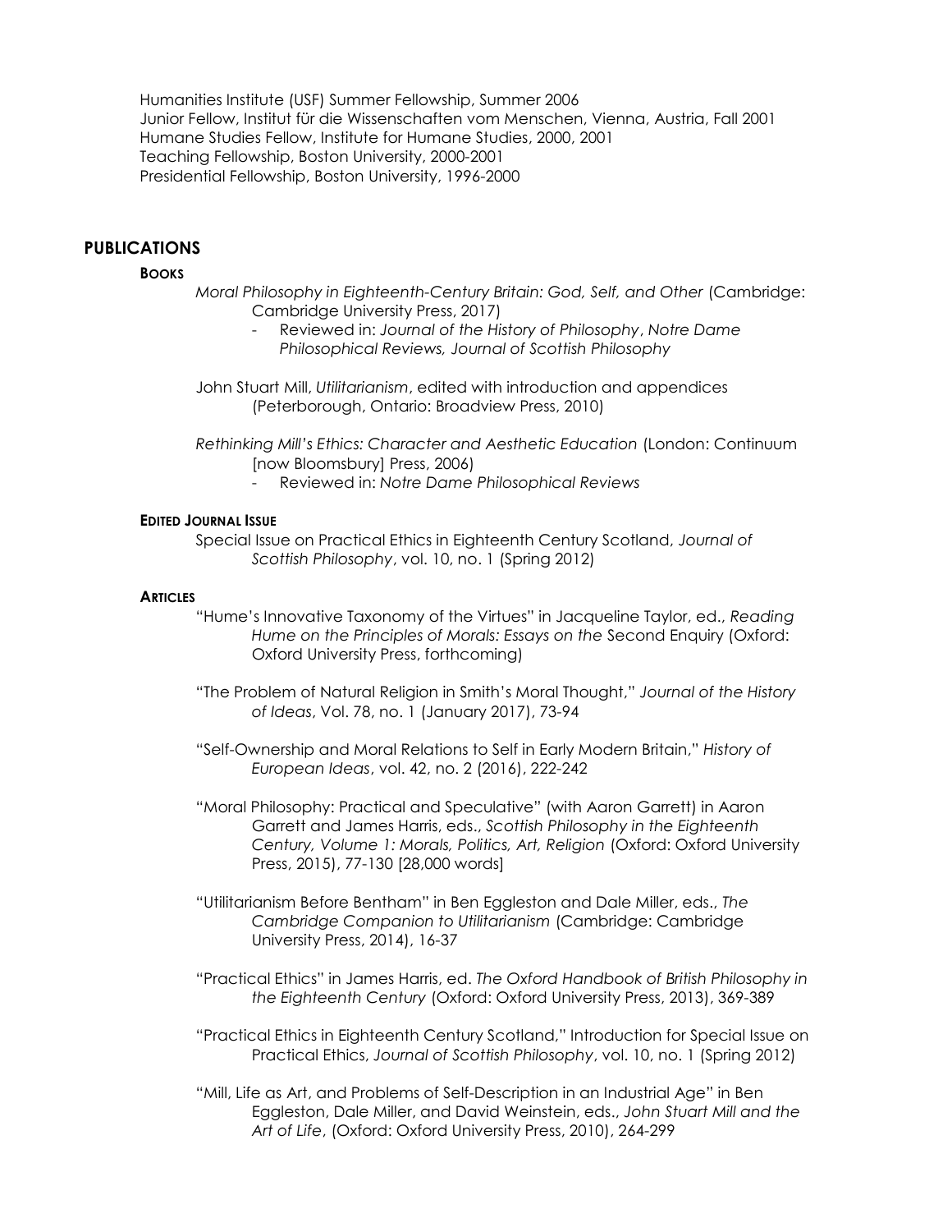Humanities Institute (USF) Summer Fellowship, Summer 2006
Junior Fellow, Institut für die Wissenschaften vom Menschen, Vienna, Austria, Fall 2001
Humane Studies Fellow, Institute for Humane Studies, 2000, 2001
Teaching Fellowship, Boston University, 2000-2001
Presidential Fellowship, Boston University, 1996-2000

## PUBLICATIONS

### BOOKS

*Moral Philosophy in Eighteenth-Century Britain: God, Self, and Other* (Cambridge: Cambridge University Press, 2017)

- Reviewed in: *Journal of the History of Philosophy*, *Notre Dame Philosophical Reviews, Journal of Scottish Philosophy*

John Stuart Mill, *Utilitarianism*, edited with introduction and appendices (Peterborough, Ontario: Broadview Press, 2010)

*Rethinking Mill's Ethics: Character and Aesthetic Education* (London: Continuum [now Bloomsbury] Press, 2006)

- Reviewed in: *Notre Dame Philosophical Reviews*

### EDITED JOURNAL ISSUE

Special Issue on Practical Ethics in Eighteenth Century Scotland, *Journal of Scottish Philosophy*, vol. 10, no. 1 (Spring 2012)

### ARTICLES

"Hume's Innovative Taxonomy of the Virtues" in Jacqueline Taylor, ed., *Reading Hume on the Principles of Morals: Essays on the* Second Enquiry (Oxford: Oxford University Press, forthcoming)

"The Problem of Natural Religion in Smith's Moral Thought," *Journal of the History of Ideas*, Vol. 78, no. 1 (January 2017), 73-94

"Self-Ownership and Moral Relations to Self in Early Modern Britain," *History of European Ideas*, vol. 42, no. 2 (2016), 222-242

"Moral Philosophy: Practical and Speculative" (with Aaron Garrett) in Aaron Garrett and James Harris, eds., *Scottish Philosophy in the Eighteenth Century, Volume 1: Morals, Politics, Art, Religion* (Oxford: Oxford University Press, 2015), 77-130 [28,000 words]

"Utilitarianism Before Bentham" in Ben Eggleston and Dale Miller, eds., *The Cambridge Companion to Utilitarianism* (Cambridge: Cambridge University Press, 2014), 16-37

"Practical Ethics" in James Harris, ed. *The Oxford Handbook of British Philosophy in the Eighteenth Century* (Oxford: Oxford University Press, 2013), 369-389

"Practical Ethics in Eighteenth Century Scotland," Introduction for Special Issue on Practical Ethics, *Journal of Scottish Philosophy*, vol. 10, no. 1 (Spring 2012)

"Mill, Life as Art, and Problems of Self-Description in an Industrial Age" in Ben Eggleston, Dale Miller, and David Weinstein, eds., *John Stuart Mill and the Art of Life*, (Oxford: Oxford University Press, 2010), 264-299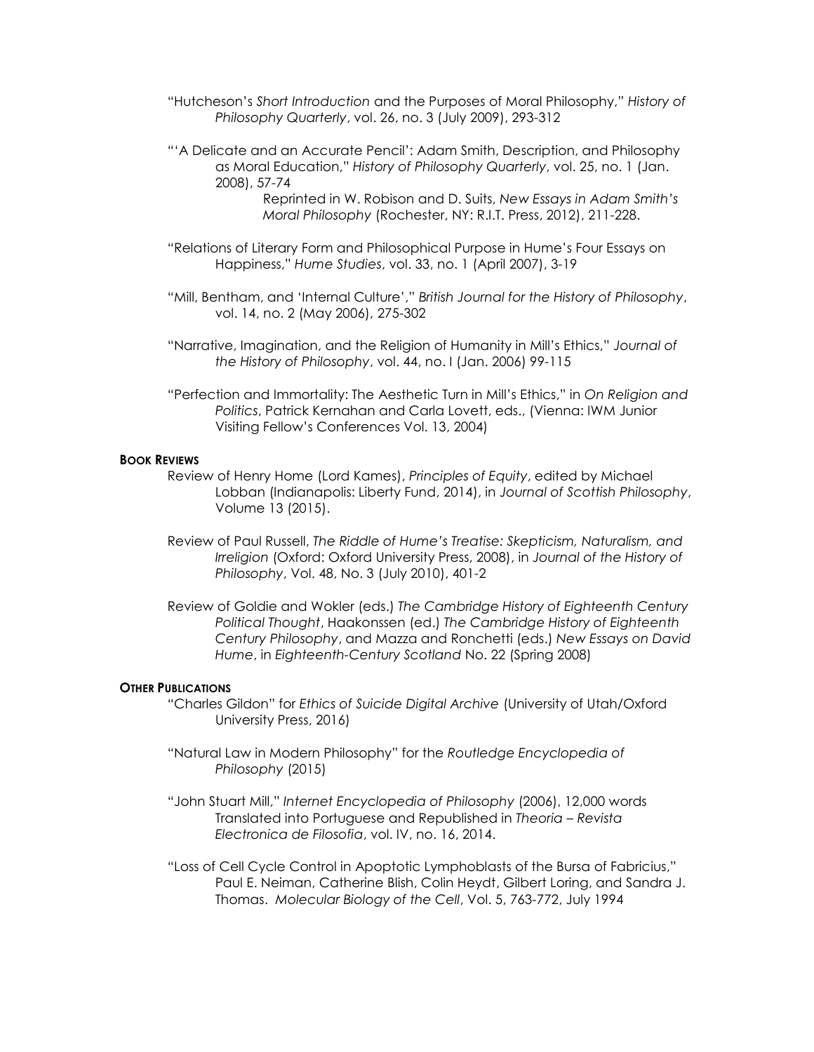"Hutcheson's *Short Introduction* and the Purposes of Moral Philosophy," *History of Philosophy Quarterly*, vol. 26, no. 3 (July 2009), 293-312

"'A Delicate and an Accurate Pencil': Adam Smith, Description, and Philosophy as Moral Education," *History of Philosophy Quarterly*, vol. 25, no. 1 (Jan. 2008), 57-74

Reprinted in W. Robison and D. Suits, *New Essays in Adam Smith's Moral Philosophy* (Rochester, NY: R.I.T. Press, 2012), 211-228.

"Relations of Literary Form and Philosophical Purpose in Hume's Four Essays on Happiness," *Hume Studies*, vol. 33, no. 1 (April 2007), 3-19

"Mill, Bentham, and 'Internal Culture'," *British Journal for the History of Philosophy*, vol. 14, no. 2 (May 2006), 275-302

"Narrative, Imagination, and the Religion of Humanity in Mill's Ethics," *Journal of the History of Philosophy*, vol. 44, no. I (Jan. 2006) 99-115

"Perfection and Immortality: The Aesthetic Turn in Mill's Ethics," in *On Religion and Politics*, Patrick Kernahan and Carla Lovett, eds., (Vienna: IWM Junior Visiting Fellow's Conferences Vol. 13, 2004)

**BOOK REVIEWS**

Review of Henry Home (Lord Kames), *Principles of Equity*, edited by Michael Lobban (Indianapolis: Liberty Fund, 2014), in *Journal of Scottish Philosophy*, Volume 13 (2015).

Review of Paul Russell, *The Riddle of Hume's Treatise: Skepticism, Naturalism, and Irreligion* (Oxford: Oxford University Press, 2008), in *Journal of the History of Philosophy*, Vol. 48, No. 3 (July 2010), 401-2

Review of Goldie and Wokler (eds.) *The Cambridge History of Eighteenth Century Political Thought*, Haakonssen (ed.) *The Cambridge History of Eighteenth Century Philosophy*, and Mazza and Ronchetti (eds.) *New Essays on David Hume*, in *Eighteenth-Century Scotland* No. 22 (Spring 2008)

**OTHER PUBLICATIONS**

"Charles Gildon" for *Ethics of Suicide Digital Archive* (University of Utah/Oxford University Press, 2016)

"Natural Law in Modern Philosophy" for the *Routledge Encyclopedia of Philosophy* (2015)

"John Stuart Mill," *Internet Encyclopedia of Philosophy* (2006), 12,000 words
Translated into Portuguese and Republished in *Theoria – Revista Electronica de Filosofia*, vol. IV, no. 16, 2014.

"Loss of Cell Cycle Control in Apoptotic Lymphoblasts of the Bursa of Fabricius," Paul E. Neiman, Catherine Blish, Colin Heydt, Gilbert Loring, and Sandra J. Thomas. *Molecular Biology of the Cell*, Vol. 5, 763-772, July 1994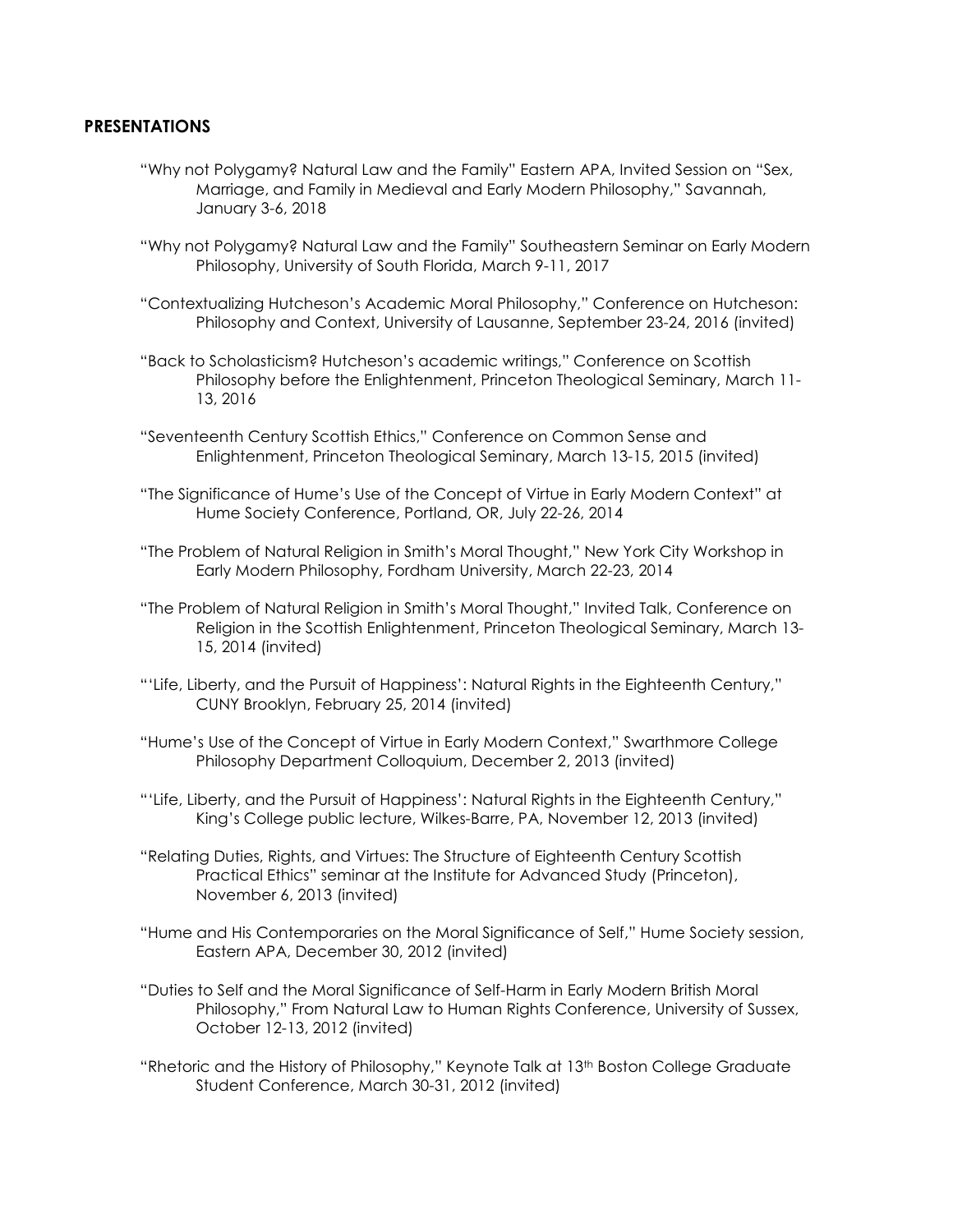## PRESENTATIONS

"Why not Polygamy? Natural Law and the Family" Eastern APA, Invited Session on "Sex, Marriage, and Family in Medieval and Early Modern Philosophy," Savannah, January 3-6, 2018

"Why not Polygamy? Natural Law and the Family" Southeastern Seminar on Early Modern Philosophy, University of South Florida, March 9-11, 2017

"Contextualizing Hutcheson's Academic Moral Philosophy," Conference on Hutcheson: Philosophy and Context, University of Lausanne, September 23-24, 2016 (invited)

"Back to Scholasticism? Hutcheson's academic writings," Conference on Scottish Philosophy before the Enlightenment, Princeton Theological Seminary, March 11-13, 2016

"Seventeenth Century Scottish Ethics," Conference on Common Sense and Enlightenment, Princeton Theological Seminary, March 13-15, 2015 (invited)

"The Significance of Hume's Use of the Concept of Virtue in Early Modern Context" at Hume Society Conference, Portland, OR, July 22-26, 2014

"The Problem of Natural Religion in Smith's Moral Thought," New York City Workshop in Early Modern Philosophy, Fordham University, March 22-23, 2014

"The Problem of Natural Religion in Smith's Moral Thought," Invited Talk, Conference on Religion in the Scottish Enlightenment, Princeton Theological Seminary, March 13-15, 2014 (invited)

"'Life, Liberty, and the Pursuit of Happiness': Natural Rights in the Eighteenth Century," CUNY Brooklyn, February 25, 2014 (invited)

"Hume's Use of the Concept of Virtue in Early Modern Context," Swarthmore College Philosophy Department Colloquium, December 2, 2013 (invited)

"'Life, Liberty, and the Pursuit of Happiness': Natural Rights in the Eighteenth Century," King's College public lecture, Wilkes-Barre, PA, November 12, 2013 (invited)

"Relating Duties, Rights, and Virtues: The Structure of Eighteenth Century Scottish Practical Ethics" seminar at the Institute for Advanced Study (Princeton), November 6, 2013 (invited)

"Hume and His Contemporaries on the Moral Significance of Self," Hume Society session, Eastern APA, December 30, 2012 (invited)

"Duties to Self and the Moral Significance of Self-Harm in Early Modern British Moral Philosophy," From Natural Law to Human Rights Conference, University of Sussex, October 12-13, 2012 (invited)

"Rhetoric and the History of Philosophy," Keynote Talk at 13th Boston College Graduate Student Conference, March 30-31, 2012 (invited)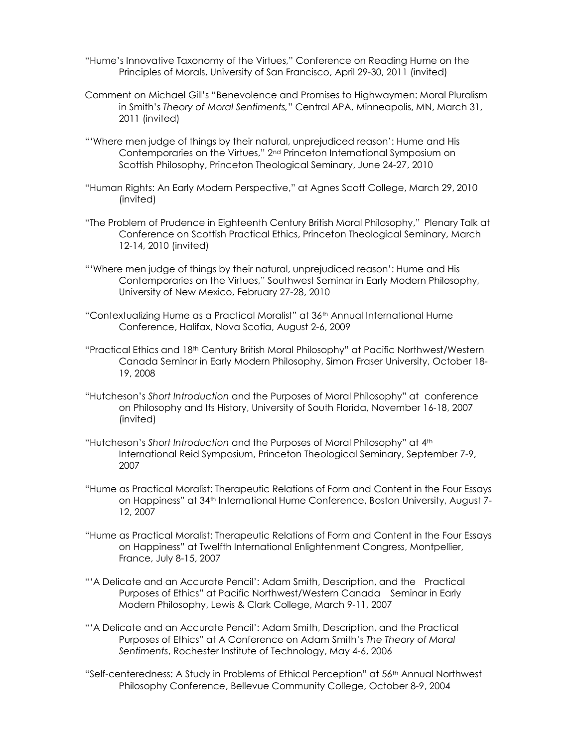"Hume's Innovative Taxonomy of the Virtues," Conference on Reading Hume on the Principles of Morals, University of San Francisco, April 29-30, 2011 (invited)

Comment on Michael Gill's "Benevolence and Promises to Highwaymen: Moral Pluralism in Smith's *Theory of Moral Sentiments,*" Central APA, Minneapolis, MN, March 31, 2011 (invited)

"'Where men judge of things by their natural, unprejudiced reason': Hume and His Contemporaries on the Virtues," 2nd Princeton International Symposium on Scottish Philosophy, Princeton Theological Seminary, June 24-27, 2010

"Human Rights: An Early Modern Perspective," at Agnes Scott College, March 29, 2010 (invited)

"The Problem of Prudence in Eighteenth Century British Moral Philosophy," Plenary Talk at Conference on Scottish Practical Ethics, Princeton Theological Seminary, March 12-14, 2010 (invited)

"'Where men judge of things by their natural, unprejudiced reason': Hume and His Contemporaries on the Virtues," Southwest Seminar in Early Modern Philosophy, University of New Mexico, February 27-28, 2010

"Contextualizing Hume as a Practical Moralist" at 36th Annual International Hume Conference, Halifax, Nova Scotia, August 2-6, 2009

"Practical Ethics and 18th Century British Moral Philosophy" at Pacific Northwest/Western Canada Seminar in Early Modern Philosophy, Simon Fraser University, October 18-19, 2008

"Hutcheson's *Short Introduction* and the Purposes of Moral Philosophy" at conference on Philosophy and Its History, University of South Florida, November 16-18, 2007 (invited)

"Hutcheson's *Short Introduction* and the Purposes of Moral Philosophy" at 4th International Reid Symposium, Princeton Theological Seminary, September 7-9, 2007

"Hume as Practical Moralist: Therapeutic Relations of Form and Content in the Four Essays on Happiness" at 34th International Hume Conference, Boston University, August 7-12, 2007

"Hume as Practical Moralist: Therapeutic Relations of Form and Content in the Four Essays on Happiness" at Twelfth International Enlightenment Congress, Montpellier, France, July 8-15, 2007

"'A Delicate and an Accurate Pencil': Adam Smith, Description, and the Practical Purposes of Ethics" at Pacific Northwest/Western Canada Seminar in Early Modern Philosophy, Lewis & Clark College, March 9-11, 2007

"'A Delicate and an Accurate Pencil': Adam Smith, Description, and the Practical Purposes of Ethics" at A Conference on Adam Smith's *The Theory of Moral Sentiments*, Rochester Institute of Technology, May 4-6, 2006

"Self-centeredness: A Study in Problems of Ethical Perception" at 56th Annual Northwest Philosophy Conference, Bellevue Community College, October 8-9, 2004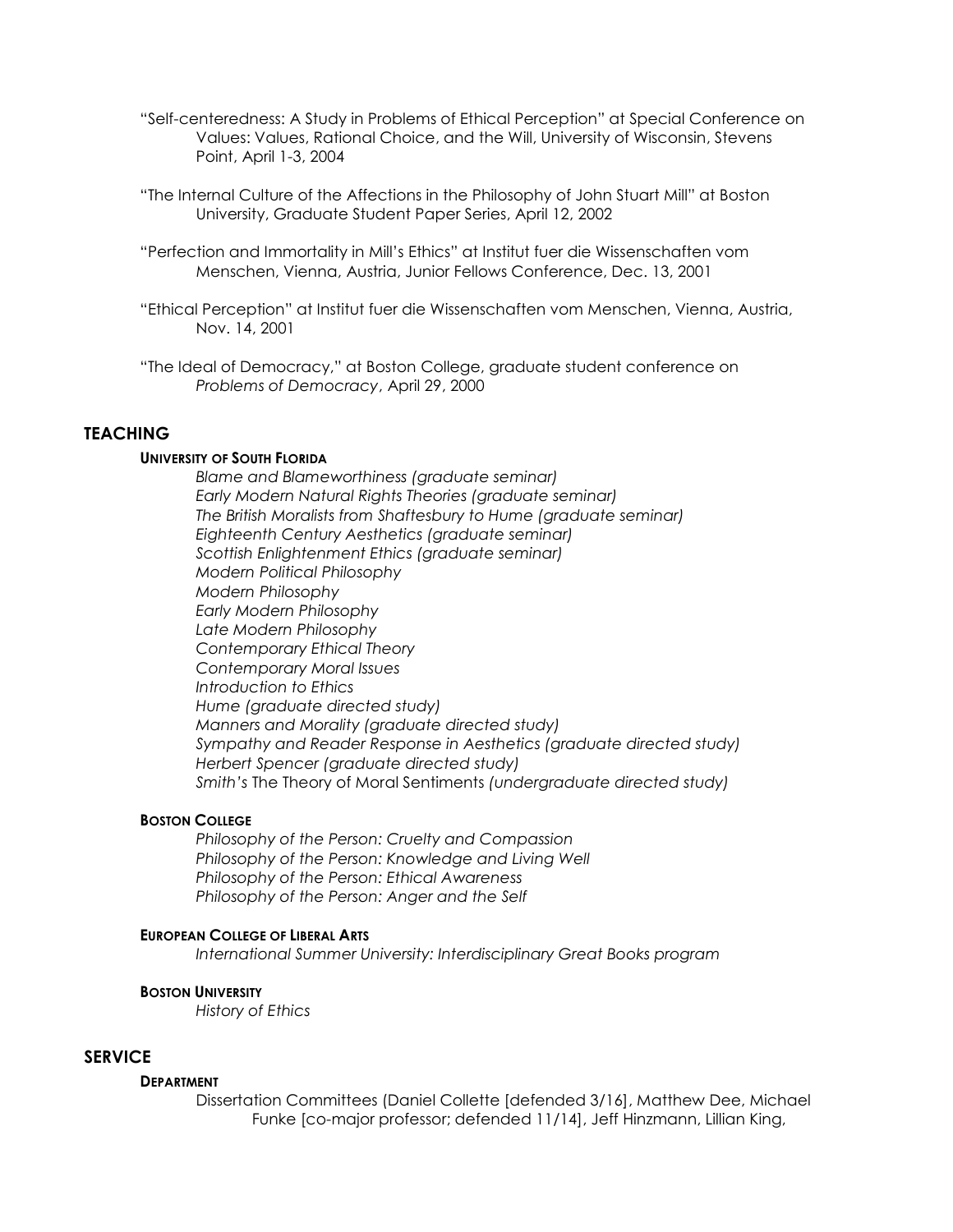"Self-centeredness: A Study in Problems of Ethical Perception" at Special Conference on Values: Values, Rational Choice, and the Will, University of Wisconsin, Stevens Point, April 1-3, 2004

"The Internal Culture of the Affections in the Philosophy of John Stuart Mill" at Boston University, Graduate Student Paper Series, April 12, 2002

"Perfection and Immortality in Mill's Ethics" at Institut fuer die Wissenschaften vom Menschen, Vienna, Austria, Junior Fellows Conference, Dec. 13, 2001

"Ethical Perception" at Institut fuer die Wissenschaften vom Menschen, Vienna, Austria, Nov. 14, 2001

"The Ideal of Democracy," at Boston College, graduate student conference on *Problems of Democracy*, April 29, 2000

## TEACHING

#### UNIVERSITY OF SOUTH FLORIDA

*Blame and Blameworthiness (graduate seminar)*
*Early Modern Natural Rights Theories (graduate seminar)*
*The British Moralists from Shaftesbury to Hume (graduate seminar)*
*Eighteenth Century Aesthetics (graduate seminar)*
*Scottish Enlightenment Ethics (graduate seminar)*
*Modern Political Philosophy*
*Modern Philosophy*
*Early Modern Philosophy*
*Late Modern Philosophy*
*Contemporary Ethical Theory*
*Contemporary Moral Issues*
*Introduction to Ethics*
*Hume (graduate directed study)*
*Manners and Morality (graduate directed study)*
*Sympathy and Reader Response in Aesthetics (graduate directed study)*
*Herbert Spencer (graduate directed study)*
*Smith's* The Theory of Moral Sentiments *(undergraduate directed study)*

#### BOSTON COLLEGE

*Philosophy of the Person: Cruelty and Compassion*
*Philosophy of the Person: Knowledge and Living Well*
*Philosophy of the Person: Ethical Awareness*
*Philosophy of the Person: Anger and the Self*

#### EUROPEAN COLLEGE OF LIBERAL ARTS

*International Summer University: Interdisciplinary Great Books program*

#### BOSTON UNIVERSITY

*History of Ethics*

## SERVICE

#### DEPARTMENT

Dissertation Committees (Daniel Collette [defended 3/16], Matthew Dee, Michael Funke [co-major professor; defended 11/14], Jeff Hinzmann, Lillian King,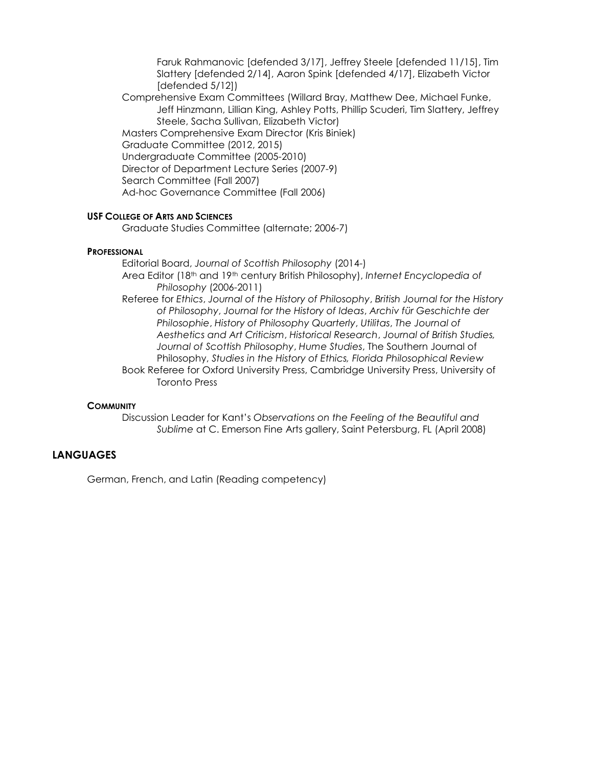Faruk Rahmanovic [defended 3/17], Jeffrey Steele [defended 11/15], Tim Slattery [defended 2/14], Aaron Spink [defended 4/17], Elizabeth Victor [defended 5/12])

Comprehensive Exam Committees (Willard Bray, Matthew Dee, Michael Funke, Jeff Hinzmann, Lillian King, Ashley Potts, Phillip Scuderi, Tim Slattery, Jeffrey Steele, Sacha Sullivan, Elizabeth Victor)

Masters Comprehensive Exam Director (Kris Biniek)

Graduate Committee (2012, 2015)

Undergraduate Committee (2005-2010)

Director of Department Lecture Series (2007-9)

Search Committee (Fall 2007)

Ad-hoc Governance Committee (Fall 2006)

**USF College of Arts and Sciences**

Graduate Studies Committee (alternate; 2006-7)

**Professional**

Editorial Board, *Journal of Scottish Philosophy* (2014-)

Area Editor (18th and 19th century British Philosophy), *Internet Encyclopedia of Philosophy* (2006-2011)

Referee for *Ethics*, *Journal of the History of Philosophy*, *British Journal for the History of Philosophy*, *Journal for the History of Ideas*, *Archiv für Geschichte der Philosophie*, *History of Philosophy Quarterly*, *Utilitas*, *The Journal of Aesthetics and Art Criticism*, *Historical Research*, *Journal of British Studies, Journal of Scottish Philosophy*, *Hume Studies*, The Southern Journal of Philosophy, *Studies in the History of Ethics, Florida Philosophical Review*

Book Referee for Oxford University Press, Cambridge University Press, University of Toronto Press

**Community**

Discussion Leader for Kant's *Observations on the Feeling of the Beautiful and Sublime* at C. Emerson Fine Arts gallery, Saint Petersburg, FL (April 2008)

## LANGUAGES

German, French, and Latin (Reading competency)